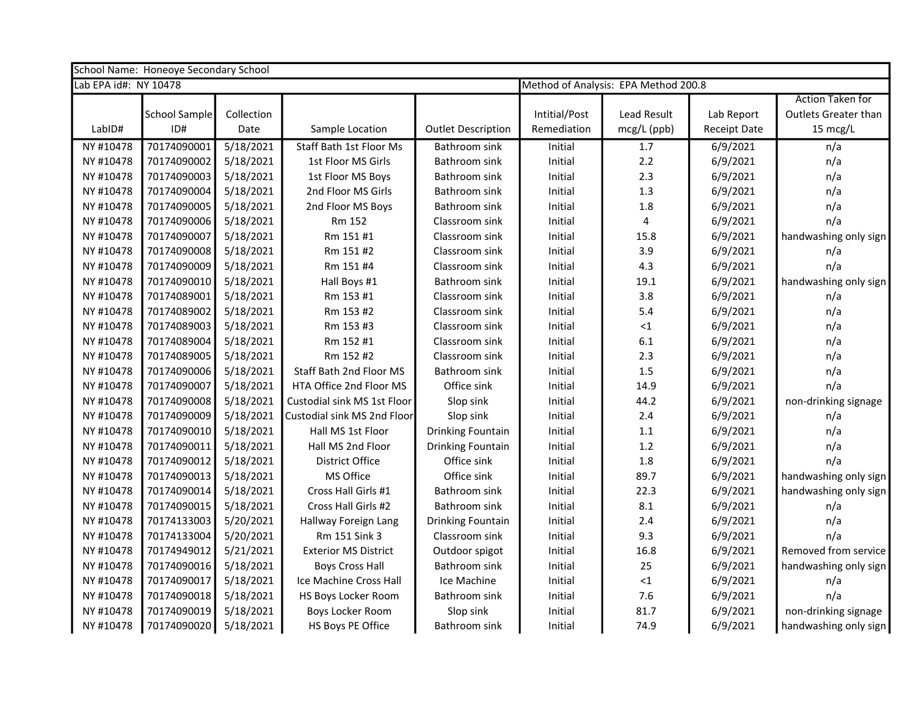School Name: Honeoye Secondary School

Lab EPA id#: NY 10478 | Method of Analysis: EPA Method 200.8

| LabID# | School Sample ID# | Collection Date | Sample Location | Outlet Description | Initital/Post Remediation | Lead Result mcg/L (ppb) | Lab Report Receipt Date | Action Taken for Outlets Greater than 15 mcg/L |
|---|---|---|---|---|---|---|---|---|
| NY #10478 | 70174090001 | 5/18/2021 | Staff Bath 1st Floor Ms | Bathroom sink | Initial | 1.7 | 6/9/2021 | n/a |
| NY #10478 | 70174090002 | 5/18/2021 | 1st Floor MS Girls | Bathroom sink | Initial | 2.2 | 6/9/2021 | n/a |
| NY #10478 | 70174090003 | 5/18/2021 | 1st Floor MS Boys | Bathroom sink | Initial | 2.3 | 6/9/2021 | n/a |
| NY #10478 | 70174090004 | 5/18/2021 | 2nd Floor MS Girls | Bathroom sink | Initial | 1.3 | 6/9/2021 | n/a |
| NY #10478 | 70174090005 | 5/18/2021 | 2nd Floor MS Boys | Bathroom sink | Initial | 1.8 | 6/9/2021 | n/a |
| NY #10478 | 70174090006 | 5/18/2021 | Rm 152 | Classroom sink | Initial | 4 | 6/9/2021 | n/a |
| NY #10478 | 70174090007 | 5/18/2021 | Rm 151 #1 | Classroom sink | Initial | 15.8 | 6/9/2021 | handwashing only sign |
| NY #10478 | 70174090008 | 5/18/2021 | Rm 151 #2 | Classroom sink | Initial | 3.9 | 6/9/2021 | n/a |
| NY #10478 | 70174090009 | 5/18/2021 | Rm 151 #4 | Classroom sink | Initial | 4.3 | 6/9/2021 | n/a |
| NY #10478 | 70174090010 | 5/18/2021 | Hall Boys #1 | Bathroom sink | Initial | 19.1 | 6/9/2021 | handwashing only sign |
| NY #10478 | 70174089001 | 5/18/2021 | Rm 153 #1 | Classroom sink | Initial | 3.8 | 6/9/2021 | n/a |
| NY #10478 | 70174089002 | 5/18/2021 | Rm 153 #2 | Classroom sink | Initial | 5.4 | 6/9/2021 | n/a |
| NY #10478 | 70174089003 | 5/18/2021 | Rm 153 #3 | Classroom sink | Initial | <1 | 6/9/2021 | n/a |
| NY #10478 | 70174089004 | 5/18/2021 | Rm 152 #1 | Classroom sink | Initial | 6.1 | 6/9/2021 | n/a |
| NY #10478 | 70174089005 | 5/18/2021 | Rm 152 #2 | Classroom sink | Initial | 2.3 | 6/9/2021 | n/a |
| NY #10478 | 70174090006 | 5/18/2021 | Staff Bath 2nd Floor MS | Bathroom sink | Initial | 1.5 | 6/9/2021 | n/a |
| NY #10478 | 70174090007 | 5/18/2021 | HTA Office 2nd Floor MS | Office sink | Initial | 14.9 | 6/9/2021 | n/a |
| NY #10478 | 70174090008 | 5/18/2021 | Custodial sink MS 1st Floor | Slop sink | Initial | 44.2 | 6/9/2021 | non-drinking signage |
| NY #10478 | 70174090009 | 5/18/2021 | Custodial sink MS 2nd Floor | Slop sink | Initial | 2.4 | 6/9/2021 | n/a |
| NY #10478 | 70174090010 | 5/18/2021 | Hall MS 1st Floor | Drinking Fountain | Initial | 1.1 | 6/9/2021 | n/a |
| NY #10478 | 70174090011 | 5/18/2021 | Hall MS 2nd Floor | Drinking Fountain | Initial | 1.2 | 6/9/2021 | n/a |
| NY #10478 | 70174090012 | 5/18/2021 | District Office | Office sink | Initial | 1.8 | 6/9/2021 | n/a |
| NY #10478 | 70174090013 | 5/18/2021 | MS Office | Office sink | Initial | 89.7 | 6/9/2021 | handwashing only sign |
| NY #10478 | 70174090014 | 5/18/2021 | Cross Hall Girls #1 | Bathroom sink | Initial | 22.3 | 6/9/2021 | handwashing only sign |
| NY #10478 | 70174090015 | 5/18/2021 | Cross Hall Girls #2 | Bathroom sink | Initial | 8.1 | 6/9/2021 | n/a |
| NY #10478 | 70174133003 | 5/20/2021 | Hallway Foreign Lang | Drinking Fountain | Initial | 2.4 | 6/9/2021 | n/a |
| NY #10478 | 70174133004 | 5/20/2021 | Rm 151 Sink 3 | Classroom sink | Initial | 9.3 | 6/9/2021 | n/a |
| NY #10478 | 70174949012 | 5/21/2021 | Exterior MS District | Outdoor spigot | Initial | 16.8 | 6/9/2021 | Removed from service |
| NY #10478 | 70174090016 | 5/18/2021 | Boys Cross Hall | Bathroom sink | Initial | 25 | 6/9/2021 | handwashing only sign |
| NY #10478 | 70174090017 | 5/18/2021 | Ice Machine Cross Hall | Ice Machine | Initial | <1 | 6/9/2021 | n/a |
| NY #10478 | 70174090018 | 5/18/2021 | HS Boys Locker Room | Bathroom sink | Initial | 7.6 | 6/9/2021 | n/a |
| NY #10478 | 70174090019 | 5/18/2021 | Boys Locker Room | Slop sink | Initial | 81.7 | 6/9/2021 | non-drinking signage |
| NY #10478 | 70174090020 | 5/18/2021 | HS Boys PE Office | Bathroom sink | Initial | 74.9 | 6/9/2021 | handwashing only sign |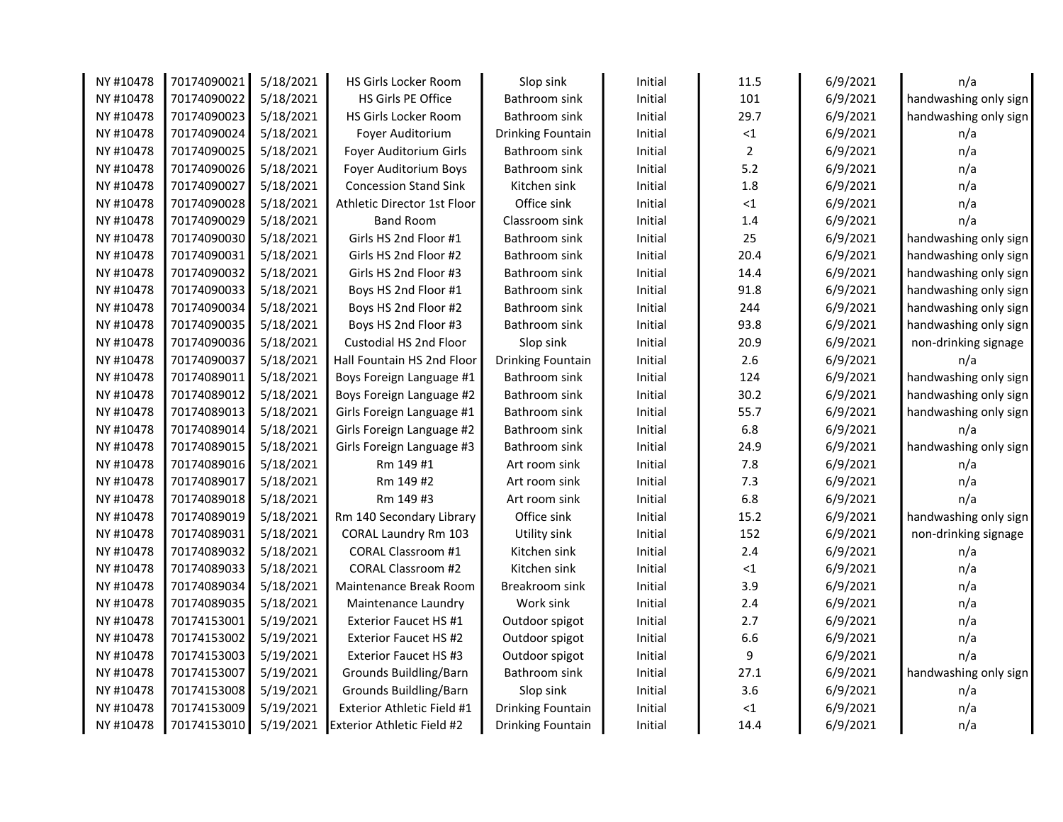| | | | | | | | | |
|---|---|---|---|---|---|---|---|---|
| NY #10478 | 70174090021 | 5/18/2021 | HS Girls Locker Room | Slop sink | Initial | 11.5 | 6/9/2021 | n/a |
| NY #10478 | 70174090022 | 5/18/2021 | HS Girls PE Office | Bathroom sink | Initial | 101 | 6/9/2021 | handwashing only sign |
| NY #10478 | 70174090023 | 5/18/2021 | HS Girls Locker Room | Bathroom sink | Initial | 29.7 | 6/9/2021 | handwashing only sign |
| NY #10478 | 70174090024 | 5/18/2021 | Foyer Auditorium | Drinking Fountain | Initial | <1 | 6/9/2021 | n/a |
| NY #10478 | 70174090025 | 5/18/2021 | Foyer Auditorium Girls | Bathroom sink | Initial | 2 | 6/9/2021 | n/a |
| NY #10478 | 70174090026 | 5/18/2021 | Foyer Auditorium Boys | Bathroom sink | Initial | 5.2 | 6/9/2021 | n/a |
| NY #10478 | 70174090027 | 5/18/2021 | Concession Stand Sink | Kitchen sink | Initial | 1.8 | 6/9/2021 | n/a |
| NY #10478 | 70174090028 | 5/18/2021 | Athletic Director 1st Floor | Office sink | Initial | <1 | 6/9/2021 | n/a |
| NY #10478 | 70174090029 | 5/18/2021 | Band Room | Classroom sink | Initial | 1.4 | 6/9/2021 | n/a |
| NY #10478 | 70174090030 | 5/18/2021 | Girls HS 2nd Floor #1 | Bathroom sink | Initial | 25 | 6/9/2021 | handwashing only sign |
| NY #10478 | 70174090031 | 5/18/2021 | Girls HS 2nd Floor #2 | Bathroom sink | Initial | 20.4 | 6/9/2021 | handwashing only sign |
| NY #10478 | 70174090032 | 5/18/2021 | Girls HS 2nd Floor #3 | Bathroom sink | Initial | 14.4 | 6/9/2021 | handwashing only sign |
| NY #10478 | 70174090033 | 5/18/2021 | Boys HS 2nd Floor #1 | Bathroom sink | Initial | 91.8 | 6/9/2021 | handwashing only sign |
| NY #10478 | 70174090034 | 5/18/2021 | Boys HS 2nd Floor #2 | Bathroom sink | Initial | 244 | 6/9/2021 | handwashing only sign |
| NY #10478 | 70174090035 | 5/18/2021 | Boys HS 2nd Floor #3 | Bathroom sink | Initial | 93.8 | 6/9/2021 | handwashing only sign |
| NY #10478 | 70174090036 | 5/18/2021 | Custodial HS 2nd Floor | Slop sink | Initial | 20.9 | 6/9/2021 | non-drinking signage |
| NY #10478 | 70174090037 | 5/18/2021 | Hall Fountain HS 2nd Floor | Drinking Fountain | Initial | 2.6 | 6/9/2021 | n/a |
| NY #10478 | 70174089011 | 5/18/2021 | Boys Foreign Language #1 | Bathroom sink | Initial | 124 | 6/9/2021 | handwashing only sign |
| NY #10478 | 70174089012 | 5/18/2021 | Boys Foreign Language #2 | Bathroom sink | Initial | 30.2 | 6/9/2021 | handwashing only sign |
| NY #10478 | 70174089013 | 5/18/2021 | Girls Foreign Language #1 | Bathroom sink | Initial | 55.7 | 6/9/2021 | handwashing only sign |
| NY #10478 | 70174089014 | 5/18/2021 | Girls Foreign Language #2 | Bathroom sink | Initial | 6.8 | 6/9/2021 | n/a |
| NY #10478 | 70174089015 | 5/18/2021 | Girls Foreign Language #3 | Bathroom sink | Initial | 24.9 | 6/9/2021 | handwashing only sign |
| NY #10478 | 70174089016 | 5/18/2021 | Rm 149 #1 | Art room sink | Initial | 7.8 | 6/9/2021 | n/a |
| NY #10478 | 70174089017 | 5/18/2021 | Rm 149 #2 | Art room sink | Initial | 7.3 | 6/9/2021 | n/a |
| NY #10478 | 70174089018 | 5/18/2021 | Rm 149 #3 | Art room sink | Initial | 6.8 | 6/9/2021 | n/a |
| NY #10478 | 70174089019 | 5/18/2021 | Rm 140 Secondary Library | Office sink | Initial | 15.2 | 6/9/2021 | handwashing only sign |
| NY #10478 | 70174089031 | 5/18/2021 | CORAL Laundry Rm 103 | Utility sink | Initial | 152 | 6/9/2021 | non-drinking signage |
| NY #10478 | 70174089032 | 5/18/2021 | CORAL Classroom #1 | Kitchen sink | Initial | 2.4 | 6/9/2021 | n/a |
| NY #10478 | 70174089033 | 5/18/2021 | CORAL Classroom #2 | Kitchen sink | Initial | <1 | 6/9/2021 | n/a |
| NY #10478 | 70174089034 | 5/18/2021 | Maintenance Break Room | Breakroom sink | Initial | 3.9 | 6/9/2021 | n/a |
| NY #10478 | 70174089035 | 5/18/2021 | Maintenance Laundry | Work sink | Initial | 2.4 | 6/9/2021 | n/a |
| NY #10478 | 70174153001 | 5/19/2021 | Exterior Faucet HS #1 | Outdoor spigot | Initial | 2.7 | 6/9/2021 | n/a |
| NY #10478 | 70174153002 | 5/19/2021 | Exterior Faucet HS #2 | Outdoor spigot | Initial | 6.6 | 6/9/2021 | n/a |
| NY #10478 | 70174153003 | 5/19/2021 | Exterior Faucet HS #3 | Outdoor spigot | Initial | 9 | 6/9/2021 | n/a |
| NY #10478 | 70174153007 | 5/19/2021 | Grounds Building/Barn | Bathroom sink | Initial | 27.1 | 6/9/2021 | handwashing only sign |
| NY #10478 | 70174153008 | 5/19/2021 | Grounds Building/Barn | Slop sink | Initial | 3.6 | 6/9/2021 | n/a |
| NY #10478 | 70174153009 | 5/19/2021 | Exterior Athletic Field #1 | Drinking Fountain | Initial | <1 | 6/9/2021 | n/a |
| NY #10478 | 70174153010 | 5/19/2021 | Exterior Athletic Field #2 | Drinking Fountain | Initial | 14.4 | 6/9/2021 | n/a |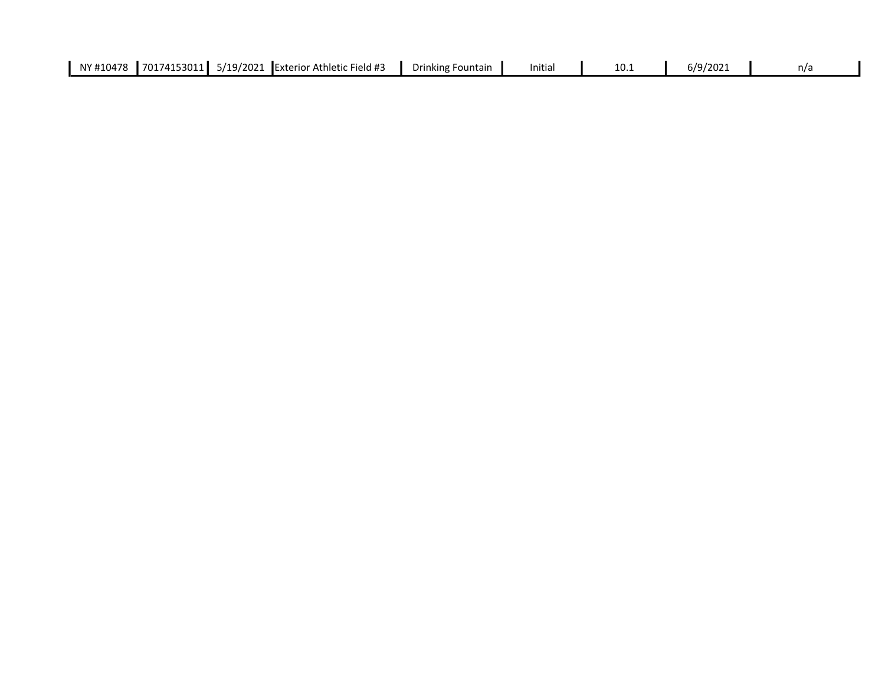| | | | | | | | | |
|---|---|---|---|---|---|---|---|---|
| NY #10478 | 70174153011 | 5/19/2021 | Exterior Athletic Field #3 | Drinking Fountain | Initial | 10.1 | 6/9/2021 | n/a |